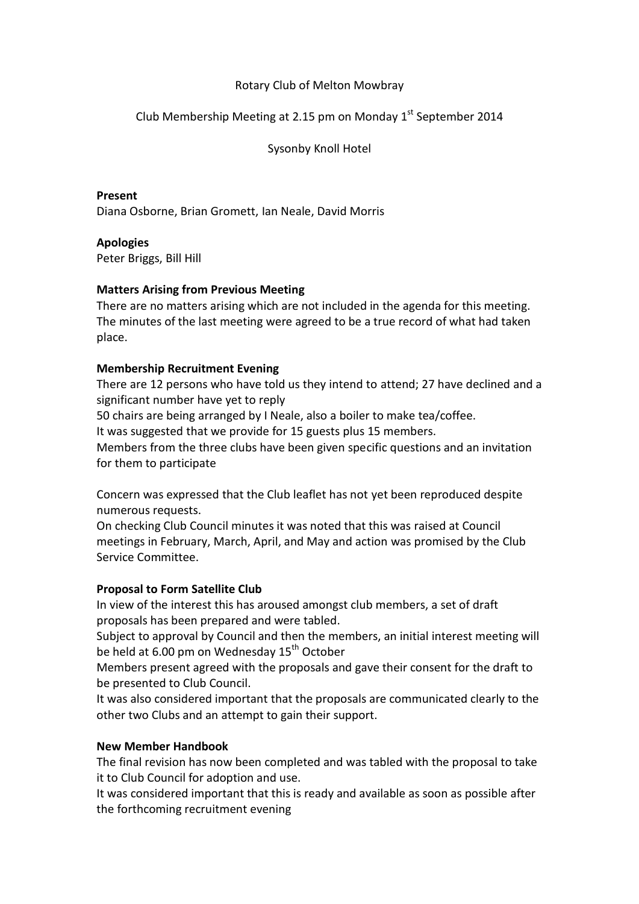Rotary Club of Melton Mowbray

Club Membership Meeting at 2.15 pm on Monday 1st September 2014

Sysonby Knoll Hotel

**Present**
Diana Osborne, Brian Gromett, Ian Neale, David Morris

**Apologies**
Peter Briggs, Bill Hill

**Matters Arising from Previous Meeting**
There are no matters arising which are not included in the agenda for this meeting. The minutes of the last meeting were agreed to be a true record of what had taken place.

**Membership Recruitment Evening**
There are 12 persons who have told us they intend to attend; 27 have declined and a significant number have yet to reply
50 chairs are being arranged by I Neale, also a boiler to make tea/coffee.
It was suggested that we provide for 15 guests plus 15 members.
Members from the three clubs have been given specific questions and an invitation for them to participate

Concern was expressed that the Club leaflet has not yet been reproduced despite numerous requests.
On checking Club Council minutes it was noted that this was raised at Council meetings in February, March, April, and May and action was promised by the Club Service Committee.

**Proposal to Form Satellite Club**
In view of the interest this has aroused amongst club members, a set of draft proposals has been prepared and were tabled.
Subject to approval by Council and then the members, an initial interest meeting will be held at 6.00 pm on Wednesday 15th October
Members present agreed with the proposals and gave their consent for the draft to be presented to Club Council.
It was also considered important that the proposals are communicated clearly to the other two Clubs and an attempt to gain their support.

**New Member Handbook**
The final revision has now been completed and was tabled with the proposal to take it to Club Council for adoption and use.
It was considered important that this is ready and available as soon as possible after the forthcoming recruitment evening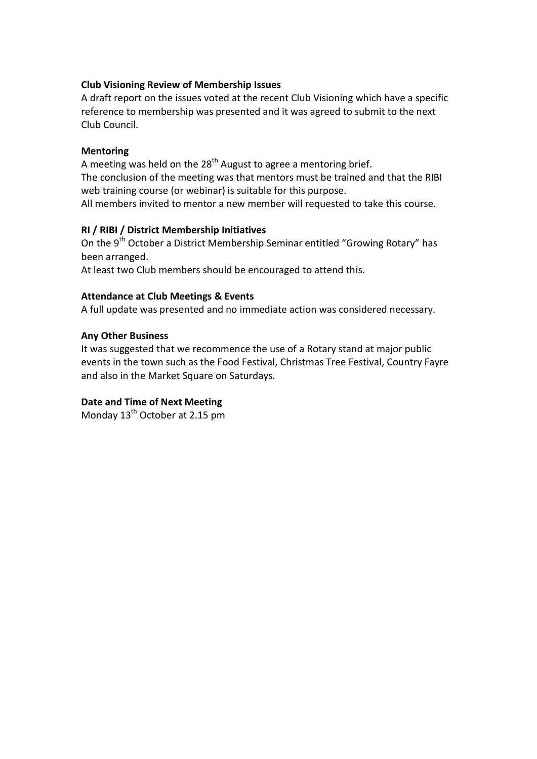**Club Visioning Review of Membership Issues**

A draft report on the issues voted at the recent Club Visioning which have a specific reference to membership was presented and it was agreed to submit to the next Club Council.

**Mentoring**

A meeting was held on the 28th August to agree a mentoring brief.
The conclusion of the meeting was that mentors must be trained and that the RIBI web training course (or webinar) is suitable for this purpose.
All members invited to mentor a new member will requested to take this course.

**RI / RIBI / District Membership Initiatives**

On the 9th October a District Membership Seminar entitled "Growing Rotary" has been arranged.
At least two Club members should be encouraged to attend this.

**Attendance at Club Meetings & Events**

A full update was presented and no immediate action was considered necessary.

**Any Other Business**

It was suggested that we recommence the use of a Rotary stand at major public events in the town such as the Food Festival, Christmas Tree Festival, Country Fayre and also in the Market Square on Saturdays.

**Date and Time of Next Meeting**

Monday 13th October at 2.15 pm